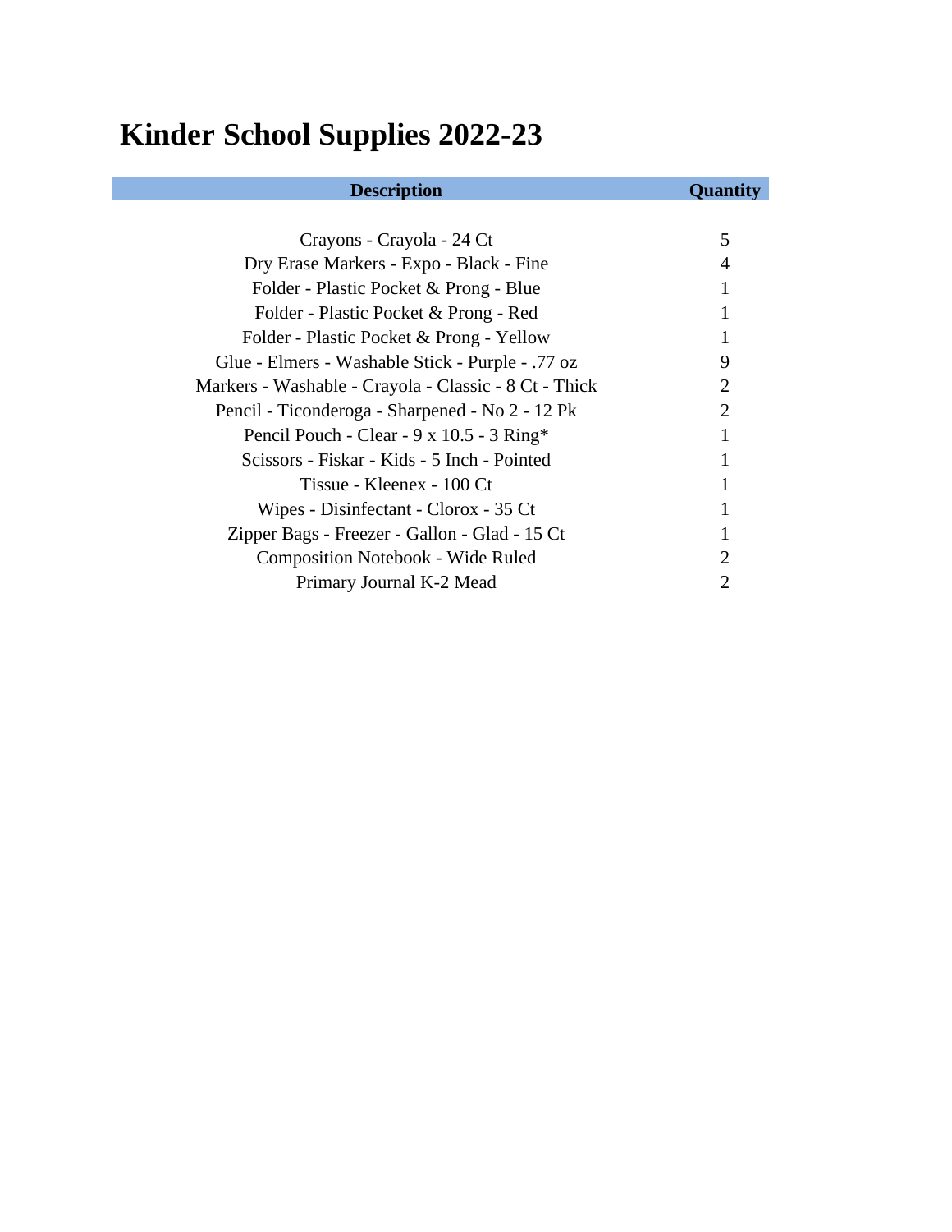# Kinder School Supplies 2022-23

| Description | Quantity |
|---|---|
| Crayons - Crayola - 24 Ct | 5 |
| Dry Erase Markers - Expo - Black - Fine | 4 |
| Folder - Plastic Pocket & Prong - Blue | 1 |
| Folder - Plastic Pocket & Prong - Red | 1 |
| Folder - Plastic Pocket & Prong - Yellow | 1 |
| Glue - Elmers - Washable Stick - Purple - .77 oz | 9 |
| Markers - Washable - Crayola - Classic - 8 Ct - Thick | 2 |
| Pencil - Ticonderoga - Sharpened - No 2 - 12 Pk | 2 |
| Pencil Pouch - Clear - 9 x 10.5 - 3 Ring* | 1 |
| Scissors - Fiskar - Kids - 5 Inch - Pointed | 1 |
| Tissue - Kleenex - 100 Ct | 1 |
| Wipes - Disinfectant - Clorox - 35 Ct | 1 |
| Zipper Bags - Freezer - Gallon - Glad - 15 Ct | 1 |
| Composition Notebook - Wide Ruled | 2 |
| Primary Journal K-2 Mead | 2 |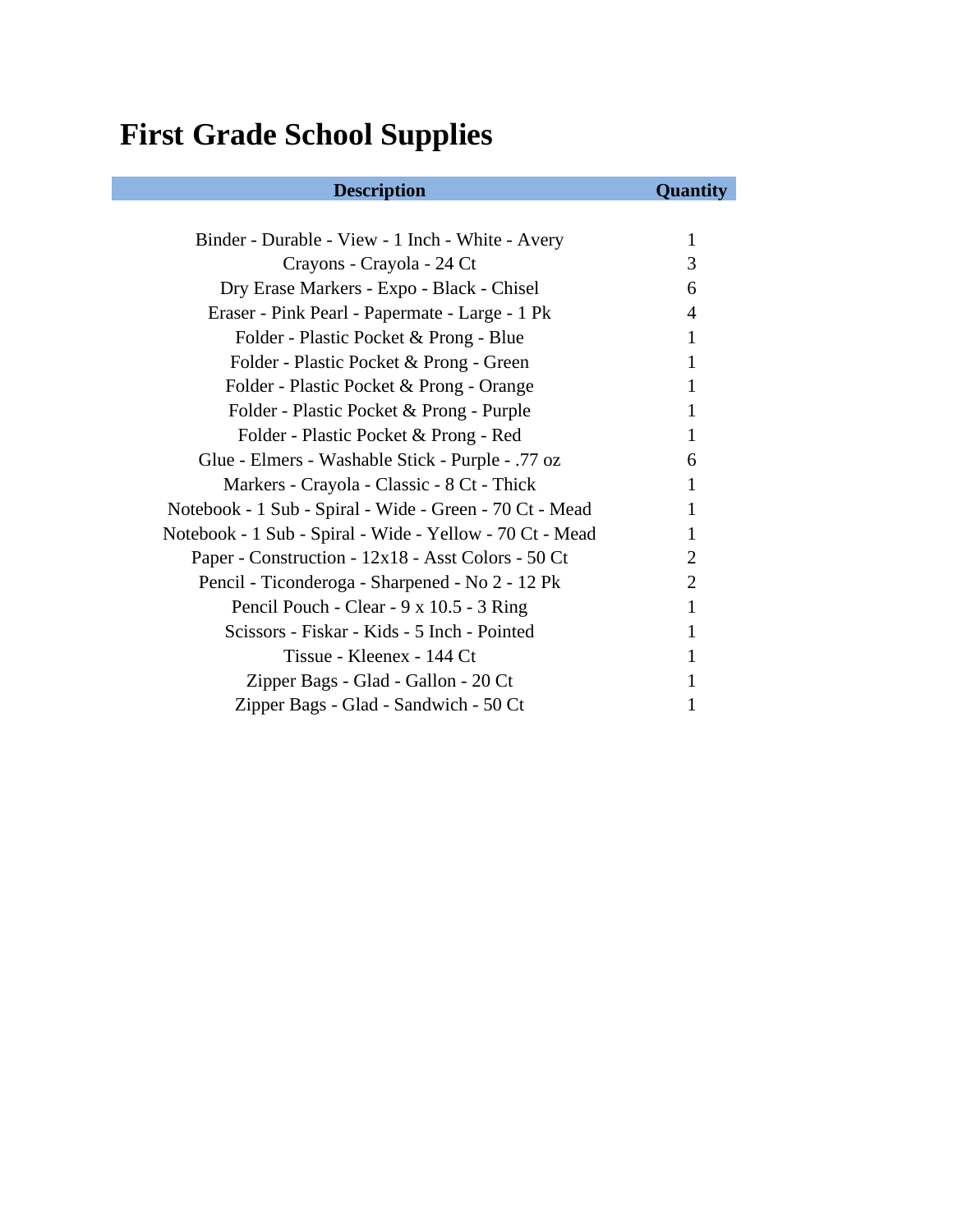# First Grade School Supplies

| Description | Quantity |
|---|---|
| Binder - Durable - View - 1 Inch - White - Avery | 1 |
| Crayons - Crayola - 24 Ct | 3 |
| Dry Erase Markers - Expo - Black - Chisel | 6 |
| Eraser - Pink Pearl - Papermate - Large - 1 Pk | 4 |
| Folder - Plastic Pocket & Prong - Blue | 1 |
| Folder - Plastic Pocket & Prong - Green | 1 |
| Folder - Plastic Pocket & Prong - Orange | 1 |
| Folder - Plastic Pocket & Prong - Purple | 1 |
| Folder - Plastic Pocket & Prong - Red | 1 |
| Glue - Elmers - Washable Stick - Purple - .77 oz | 6 |
| Markers - Crayola - Classic - 8 Ct - Thick | 1 |
| Notebook - 1 Sub - Spiral - Wide - Green - 70 Ct - Mead | 1 |
| Notebook - 1 Sub - Spiral - Wide - Yellow - 70 Ct - Mead | 1 |
| Paper - Construction - 12x18 - Asst Colors - 50 Ct | 2 |
| Pencil - Ticonderoga - Sharpened - No 2 - 12 Pk | 2 |
| Pencil Pouch - Clear - 9 x 10.5 - 3 Ring | 1 |
| Scissors - Fiskar - Kids - 5 Inch - Pointed | 1 |
| Tissue - Kleenex - 144 Ct | 1 |
| Zipper Bags - Glad - Gallon - 20 Ct | 1 |
| Zipper Bags - Glad - Sandwich - 50 Ct | 1 |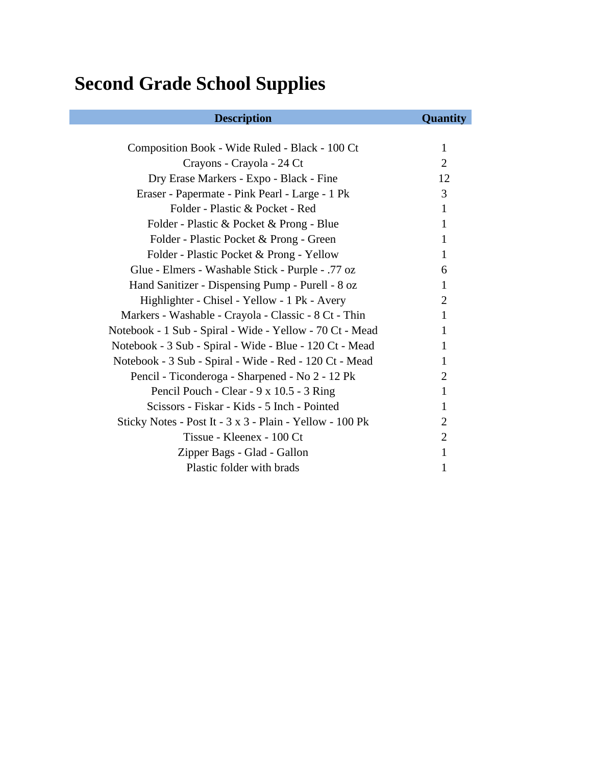# Second Grade School Supplies

| Description | Quantity |
|---|---|
| Composition Book - Wide Ruled - Black - 100 Ct | 1 |
| Crayons - Crayola - 24 Ct | 2 |
| Dry Erase Markers - Expo - Black - Fine | 12 |
| Eraser - Papermate - Pink Pearl - Large - 1 Pk | 3 |
| Folder - Plastic & Pocket - Red | 1 |
| Folder - Plastic & Pocket & Prong - Blue | 1 |
| Folder - Plastic Pocket & Prong - Green | 1 |
| Folder - Plastic Pocket & Prong - Yellow | 1 |
| Glue - Elmers - Washable Stick - Purple - .77 oz | 6 |
| Hand Sanitizer - Dispensing Pump - Purell - 8 oz | 1 |
| Highlighter - Chisel - Yellow - 1 Pk - Avery | 2 |
| Markers - Washable - Crayola - Classic - 8 Ct - Thin | 1 |
| Notebook - 1 Sub - Spiral - Wide - Yellow - 70 Ct - Mead | 1 |
| Notebook - 3 Sub - Spiral - Wide - Blue - 120 Ct - Mead | 1 |
| Notebook - 3 Sub - Spiral - Wide - Red - 120 Ct - Mead | 1 |
| Pencil - Ticonderoga - Sharpened - No 2 - 12 Pk | 2 |
| Pencil Pouch - Clear - 9 x 10.5 - 3 Ring | 1 |
| Scissors - Fiskar - Kids - 5 Inch - Pointed | 1 |
| Sticky Notes - Post It - 3 x 3 - Plain - Yellow - 100 Pk | 2 |
| Tissue - Kleenex - 100 Ct | 2 |
| Zipper Bags - Glad - Gallon | 1 |
| Plastic folder with brads | 1 |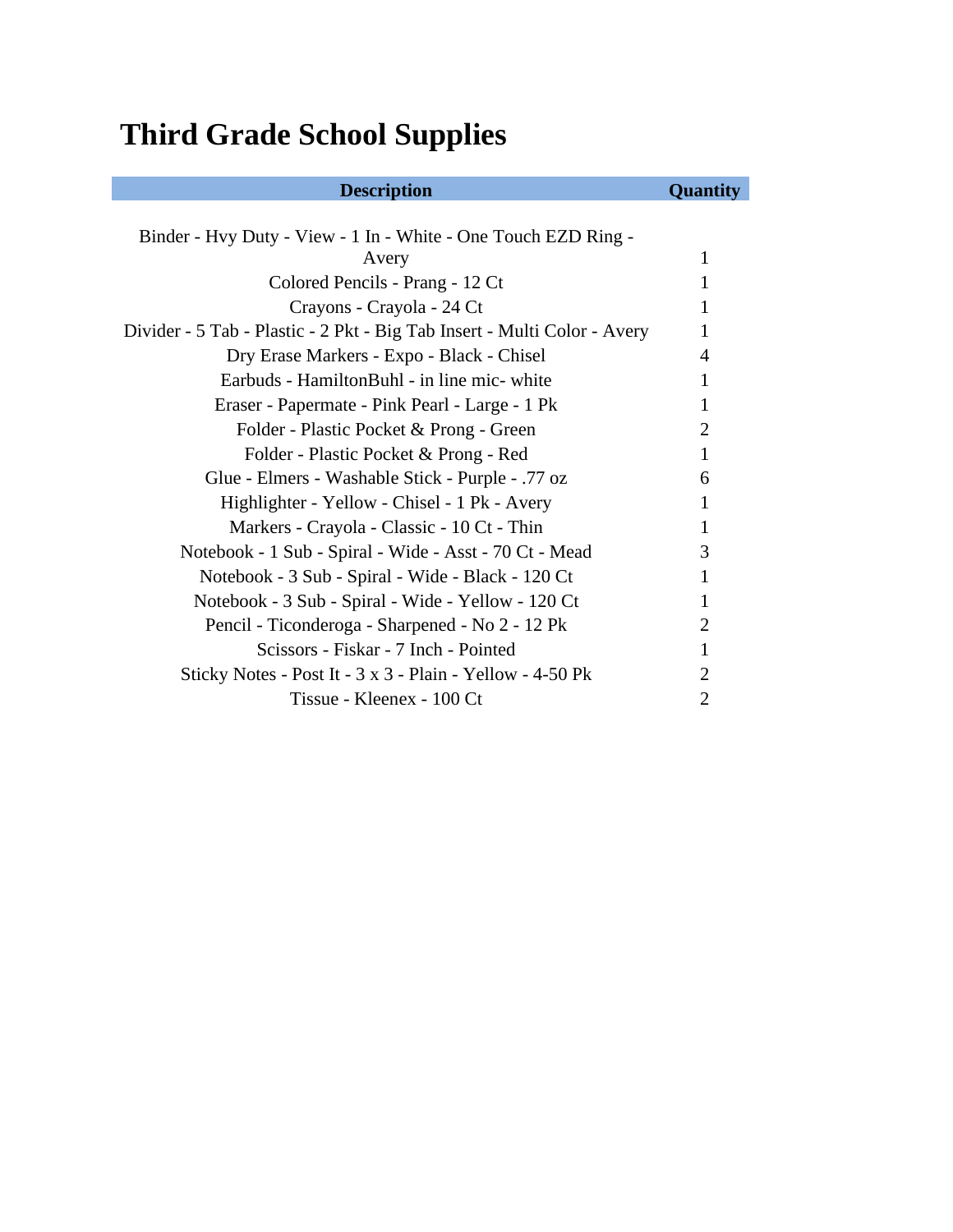# Third Grade School Supplies

| Description | Quantity |
|---|---|
| Binder - Hvy Duty - View - 1 In - White - One Touch EZD Ring - Avery | 1 |
| Colored Pencils - Prang - 12 Ct | 1 |
| Crayons - Crayola - 24 Ct | 1 |
| Divider - 5 Tab - Plastic - 2 Pkt - Big Tab Insert - Multi Color - Avery | 1 |
| Dry Erase Markers - Expo - Black - Chisel | 4 |
| Earbuds - HamiltonBuhl - in line mic- white | 1 |
| Eraser - Papermate - Pink Pearl - Large - 1 Pk | 1 |
| Folder - Plastic Pocket & Prong - Green | 2 |
| Folder - Plastic Pocket & Prong - Red | 1 |
| Glue - Elmers - Washable Stick - Purple - .77 oz | 6 |
| Highlighter - Yellow - Chisel - 1 Pk - Avery | 1 |
| Markers - Crayola - Classic - 10 Ct - Thin | 1 |
| Notebook - 1 Sub - Spiral - Wide - Asst - 70 Ct - Mead | 3 |
| Notebook - 3 Sub - Spiral - Wide - Black - 120 Ct | 1 |
| Notebook - 3 Sub - Spiral - Wide - Yellow - 120 Ct | 1 |
| Pencil - Ticonderoga - Sharpened - No 2 - 12 Pk | 2 |
| Scissors - Fiskar - 7 Inch - Pointed | 1 |
| Sticky Notes - Post It - 3 x 3 - Plain - Yellow - 4-50 Pk | 2 |
| Tissue - Kleenex - 100 Ct | 2 |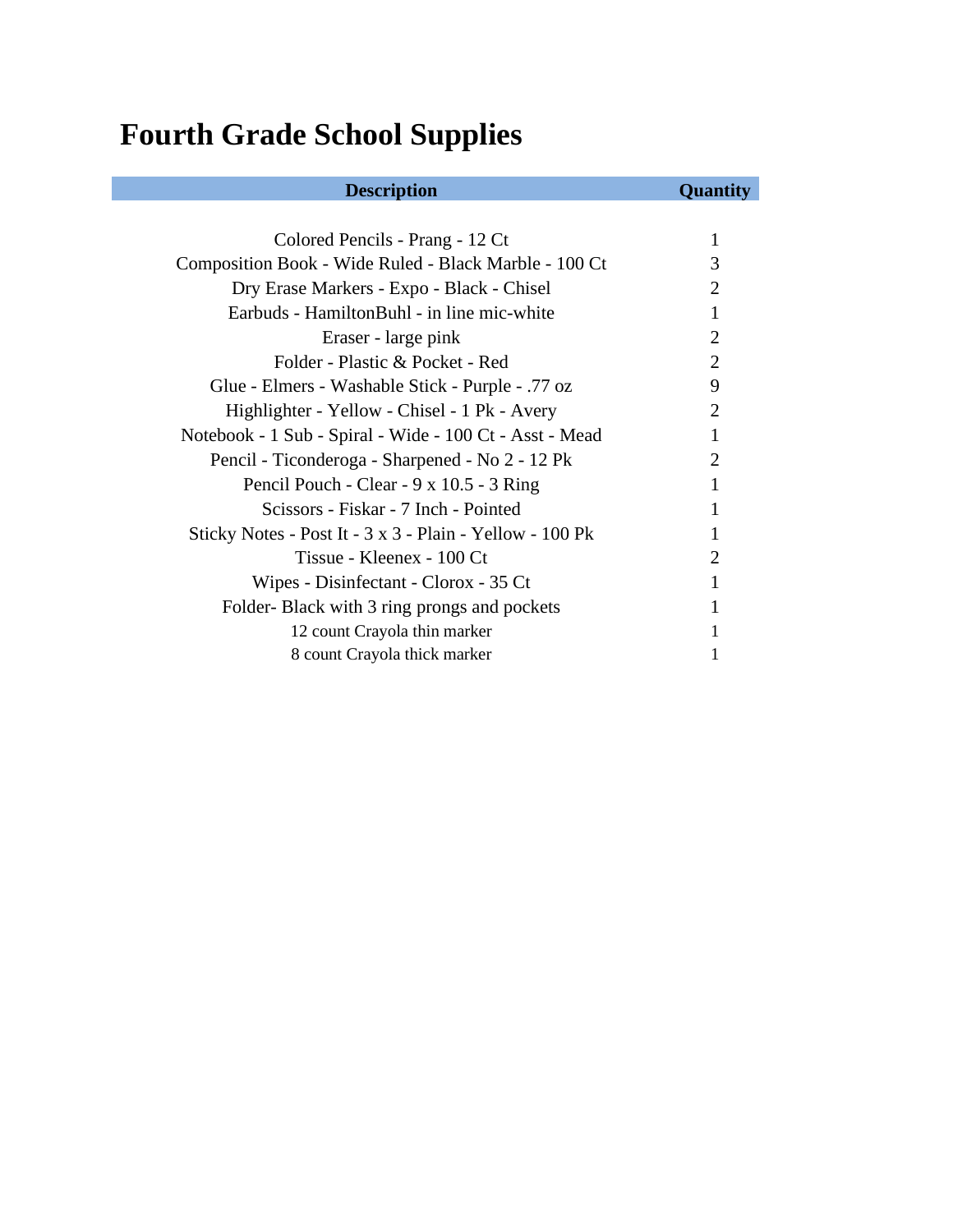# Fourth Grade School Supplies

| Description | Quantity |
|---|---|
| Colored Pencils - Prang - 12 Ct | 1 |
| Composition Book - Wide Ruled - Black Marble - 100 Ct | 3 |
| Dry Erase Markers - Expo - Black - Chisel | 2 |
| Earbuds - HamiltonBuhl - in line mic-white | 1 |
| Eraser - large pink | 2 |
| Folder - Plastic & Pocket - Red | 2 |
| Glue - Elmers - Washable Stick - Purple - .77 oz | 9 |
| Highlighter - Yellow - Chisel - 1 Pk - Avery | 2 |
| Notebook - 1 Sub - Spiral - Wide - 100 Ct - Asst - Mead | 1 |
| Pencil - Ticonderoga - Sharpened - No 2 - 12 Pk | 2 |
| Pencil Pouch - Clear - 9 x 10.5 - 3 Ring | 1 |
| Scissors - Fiskar - 7 Inch - Pointed | 1 |
| Sticky Notes - Post It - 3 x 3 - Plain - Yellow - 100 Pk | 1 |
| Tissue - Kleenex - 100 Ct | 2 |
| Wipes - Disinfectant - Clorox - 35 Ct | 1 |
| Folder- Black with 3 ring prongs and pockets | 1 |
| 12 count Crayola thin marker | 1 |
| 8 count Crayola thick marker | 1 |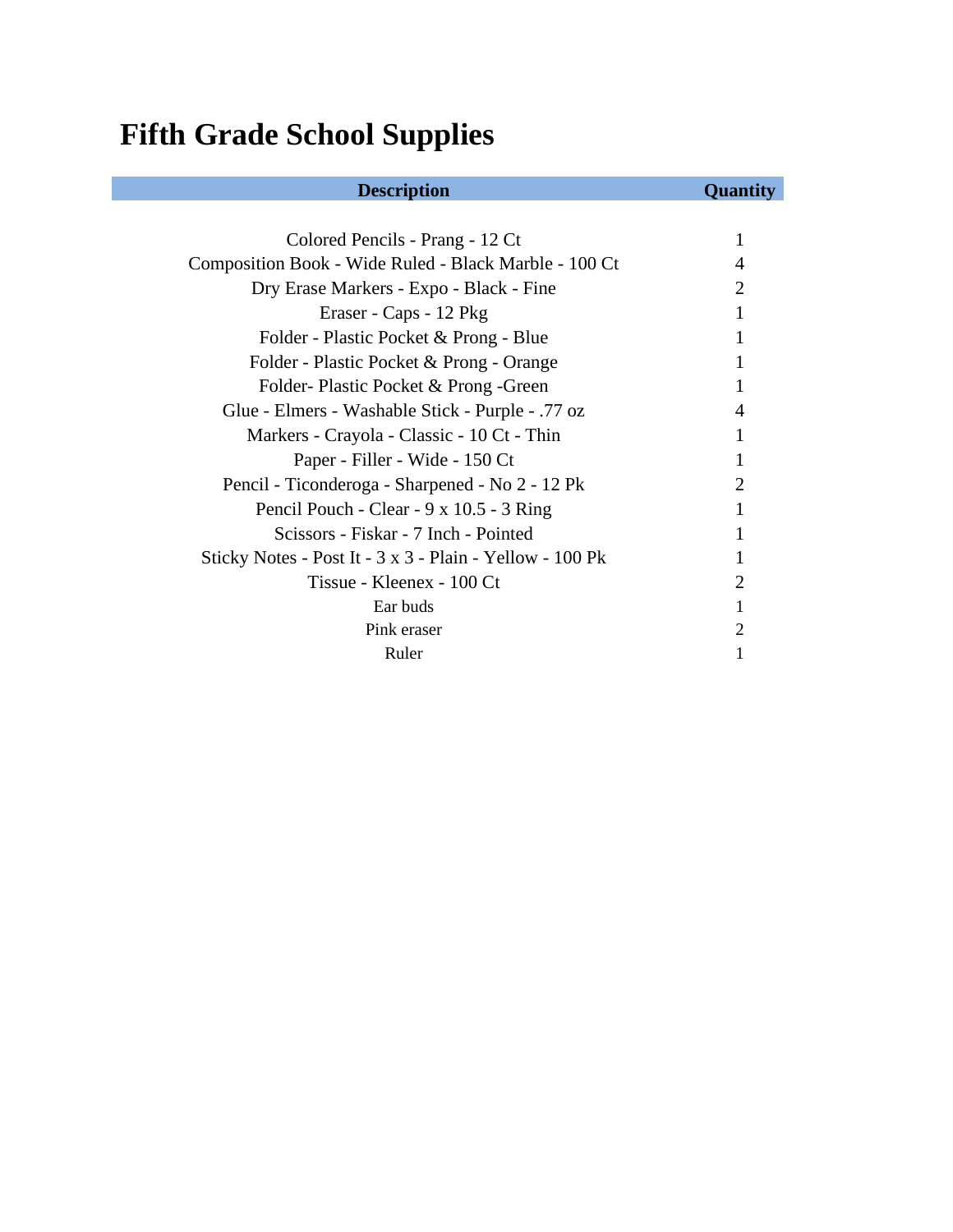# Fifth Grade School Supplies

| Description | Quantity |
|---|---|
| Colored Pencils - Prang - 12 Ct | 1 |
| Composition Book - Wide Ruled - Black Marble - 100 Ct | 4 |
| Dry Erase Markers - Expo - Black - Fine | 2 |
| Eraser - Caps - 12 Pkg | 1 |
| Folder - Plastic Pocket & Prong - Blue | 1 |
| Folder - Plastic Pocket & Prong - Orange | 1 |
| Folder- Plastic Pocket & Prong -Green | 1 |
| Glue - Elmers - Washable Stick - Purple - .77 oz | 4 |
| Markers - Crayola - Classic - 10 Ct - Thin | 1 |
| Paper - Filler - Wide - 150 Ct | 1 |
| Pencil - Ticonderoga - Sharpened - No 2 - 12 Pk | 2 |
| Pencil Pouch - Clear - 9 x 10.5 - 3 Ring | 1 |
| Scissors - Fiskar - 7 Inch - Pointed | 1 |
| Sticky Notes - Post It - 3 x 3 - Plain - Yellow - 100 Pk | 1 |
| Tissue - Kleenex - 100 Ct | 2 |
| Ear buds | 1 |
| Pink eraser | 2 |
| Ruler | 1 |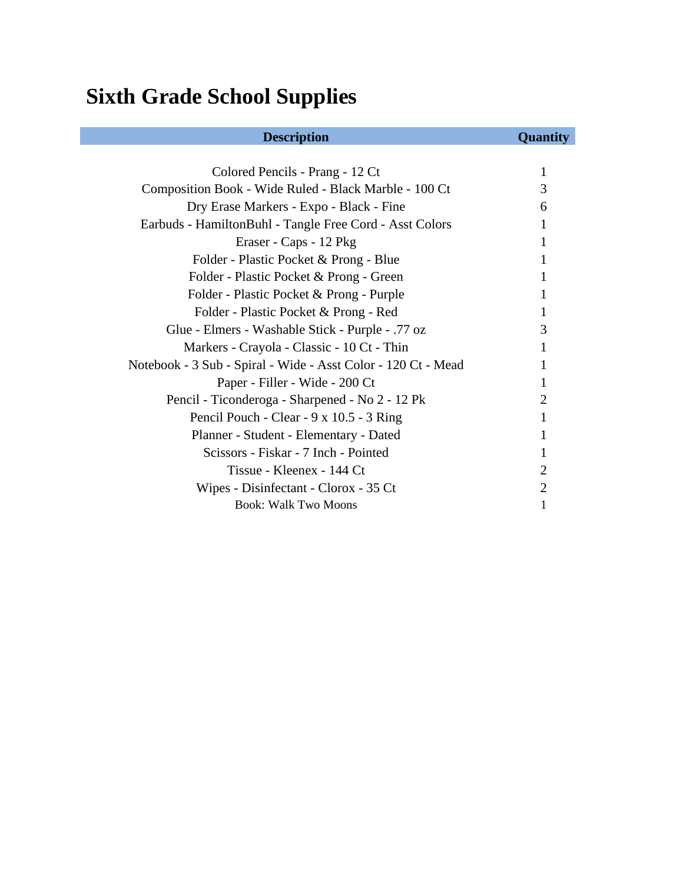# Sixth Grade School Supplies

| Description | Quantity |
| --- | --- |
| Colored Pencils - Prang - 12 Ct | 1 |
| Composition Book - Wide Ruled - Black Marble - 100 Ct | 3 |
| Dry Erase Markers - Expo - Black - Fine | 6 |
| Earbuds - HamiltonBuhl - Tangle Free Cord - Asst Colors | 1 |
| Eraser - Caps - 12 Pkg | 1 |
| Folder - Plastic Pocket & Prong - Blue | 1 |
| Folder - Plastic Pocket & Prong - Green | 1 |
| Folder - Plastic Pocket & Prong - Purple | 1 |
| Folder - Plastic Pocket & Prong - Red | 1 |
| Glue - Elmers - Washable Stick - Purple - .77 oz | 3 |
| Markers - Crayola - Classic - 10 Ct - Thin | 1 |
| Notebook - 3 Sub - Spiral - Wide - Asst Color - 120 Ct - Mead | 1 |
| Paper - Filler - Wide - 200 Ct | 1 |
| Pencil - Ticonderoga - Sharpened - No 2 - 12 Pk | 2 |
| Pencil Pouch - Clear - 9 x 10.5 - 3 Ring | 1 |
| Planner - Student - Elementary - Dated | 1 |
| Scissors - Fiskar - 7 Inch - Pointed | 1 |
| Tissue - Kleenex - 144 Ct | 2 |
| Wipes - Disinfectant - Clorox - 35 Ct | 2 |
| Book: Walk Two Moons | 1 |